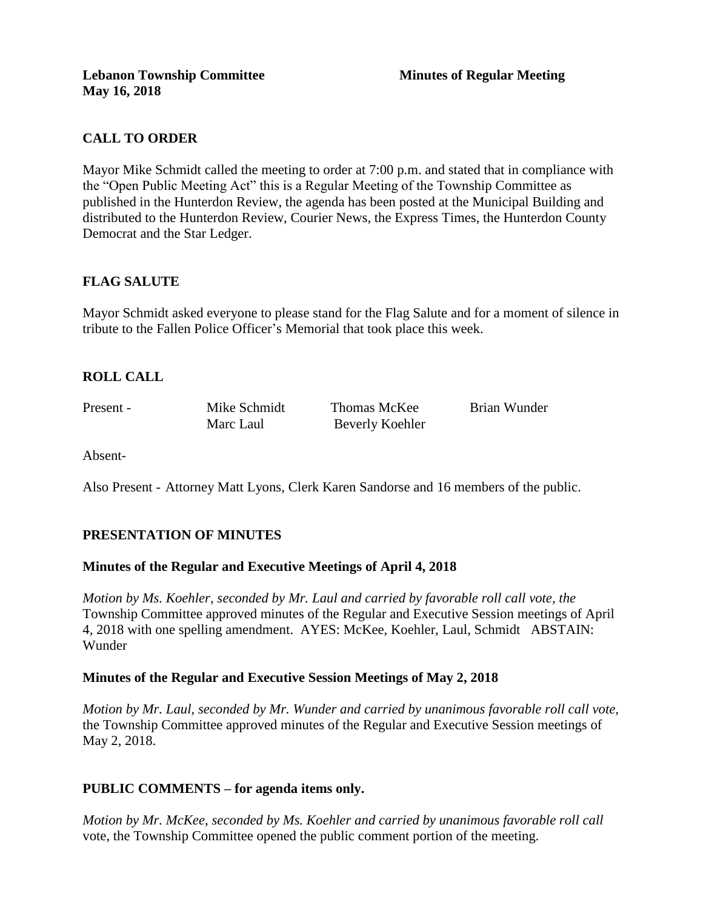**Lebanon Township Committee** **Minutes of Regular Meeting**
**May 16, 2018**

## CALL TO ORDER

Mayor Mike Schmidt called the meeting to order at 7:00 p.m. and stated that in compliance with the "Open Public Meeting Act" this is a Regular Meeting of the Township Committee as published in the Hunterdon Review, the agenda has been posted at the Municipal Building and distributed to the Hunterdon Review, Courier News, the Express Times, the Hunterdon County Democrat and the Star Ledger.

## FLAG SALUTE

Mayor Schmidt asked everyone to please stand for the Flag Salute and for a moment of silence in tribute to the Fallen Police Officer's Memorial that took place this week.

## ROLL CALL

Present - Mike Schmidt, Thomas McKee, Brian Wunder, Marc Laul, Beverly Koehler

Absent-

Also Present - Attorney Matt Lyons, Clerk Karen Sandorse and 16 members of the public.

## PRESENTATION OF MINUTES

### Minutes of the Regular and Executive Meetings of April 4, 2018

*Motion by Ms. Koehler, seconded by Mr. Laul and carried by favorable roll call vote, the* Township Committee approved minutes of the Regular and Executive Session meetings of April 4, 2018 with one spelling amendment. AYES: McKee, Koehler, Laul, Schmidt ABSTAIN: Wunder

### Minutes of the Regular and Executive Session Meetings of May 2, 2018

*Motion by Mr. Laul, seconded by Mr. Wunder and carried by unanimous favorable roll call vote,* the Township Committee approved minutes of the Regular and Executive Session meetings of May 2, 2018.

## PUBLIC COMMENTS – for agenda items only.

*Motion by Mr. McKee, seconded by Ms. Koehler and carried by unanimous favorable roll call* vote, the Township Committee opened the public comment portion of the meeting.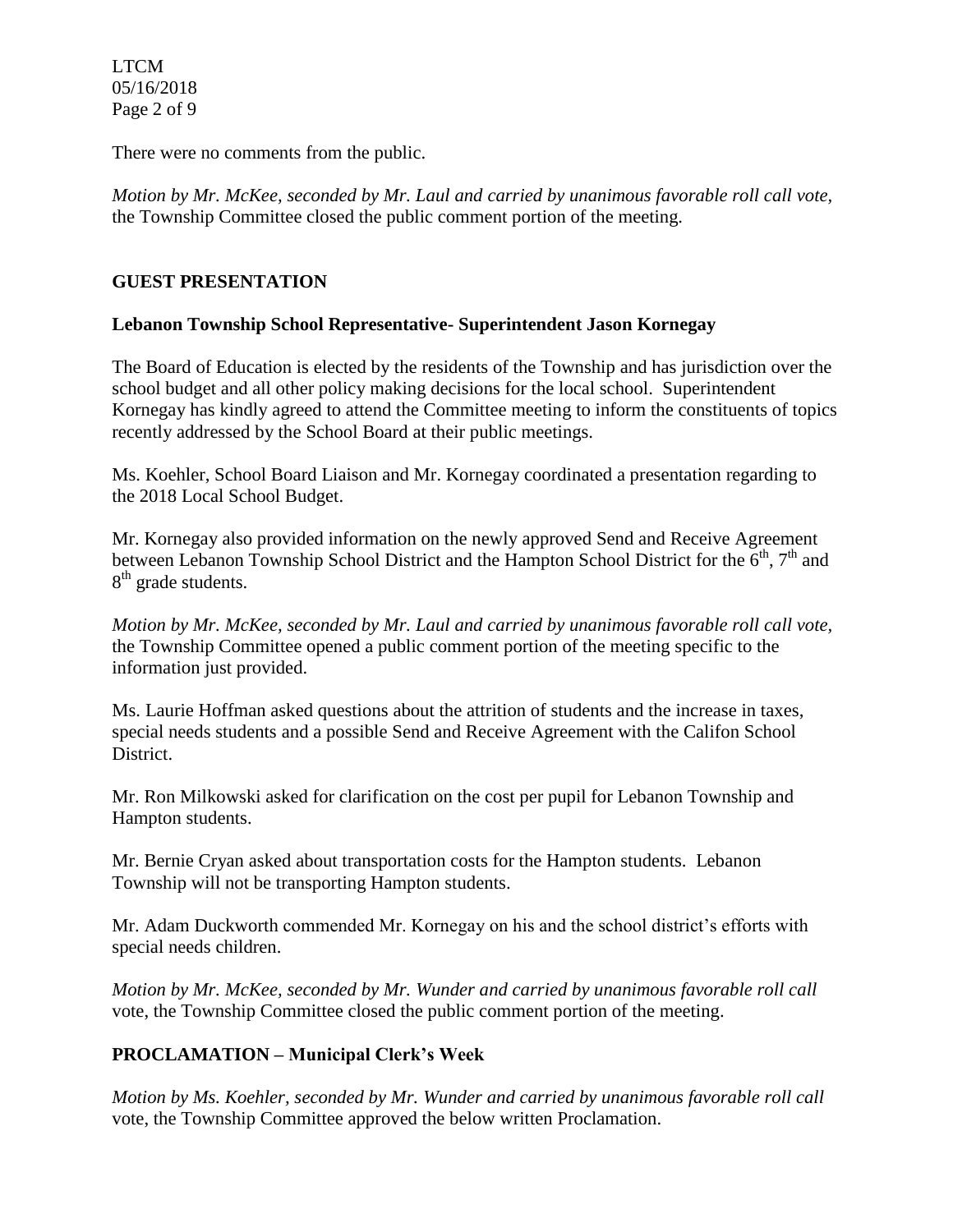There were no comments from the public.

*Motion by Mr. McKee, seconded by Mr. Laul and carried by unanimous favorable roll call vote,* the Township Committee closed the public comment portion of the meeting.

## GUEST PRESENTATION

### Lebanon Township School Representative- Superintendent Jason Kornegay

The Board of Education is elected by the residents of the Township and has jurisdiction over the school budget and all other policy making decisions for the local school. Superintendent Kornegay has kindly agreed to attend the Committee meeting to inform the constituents of topics recently addressed by the School Board at their public meetings.

Ms. Koehler, School Board Liaison and Mr. Kornegay coordinated a presentation regarding to the 2018 Local School Budget.

Mr. Kornegay also provided information on the newly approved Send and Receive Agreement between Lebanon Township School District and the Hampton School District for the 6th, 7th and 8th grade students.

*Motion by Mr. McKee, seconded by Mr. Laul and carried by unanimous favorable roll call vote,* the Township Committee opened a public comment portion of the meeting specific to the information just provided.

Ms. Laurie Hoffman asked questions about the attrition of students and the increase in taxes, special needs students and a possible Send and Receive Agreement with the Califon School District.

Mr. Ron Milkowski asked for clarification on the cost per pupil for Lebanon Township and Hampton students.

Mr. Bernie Cryan asked about transportation costs for the Hampton students. Lebanon Township will not be transporting Hampton students.

Mr. Adam Duckworth commended Mr. Kornegay on his and the school district's efforts with special needs children.

*Motion by Mr. McKee, seconded by Mr. Wunder and carried by unanimous favorable roll call* vote, the Township Committee closed the public comment portion of the meeting.

## PROCLAMATION – Municipal Clerk's Week

*Motion by Ms. Koehler, seconded by Mr. Wunder and carried by unanimous favorable roll call* vote, the Township Committee approved the below written Proclamation.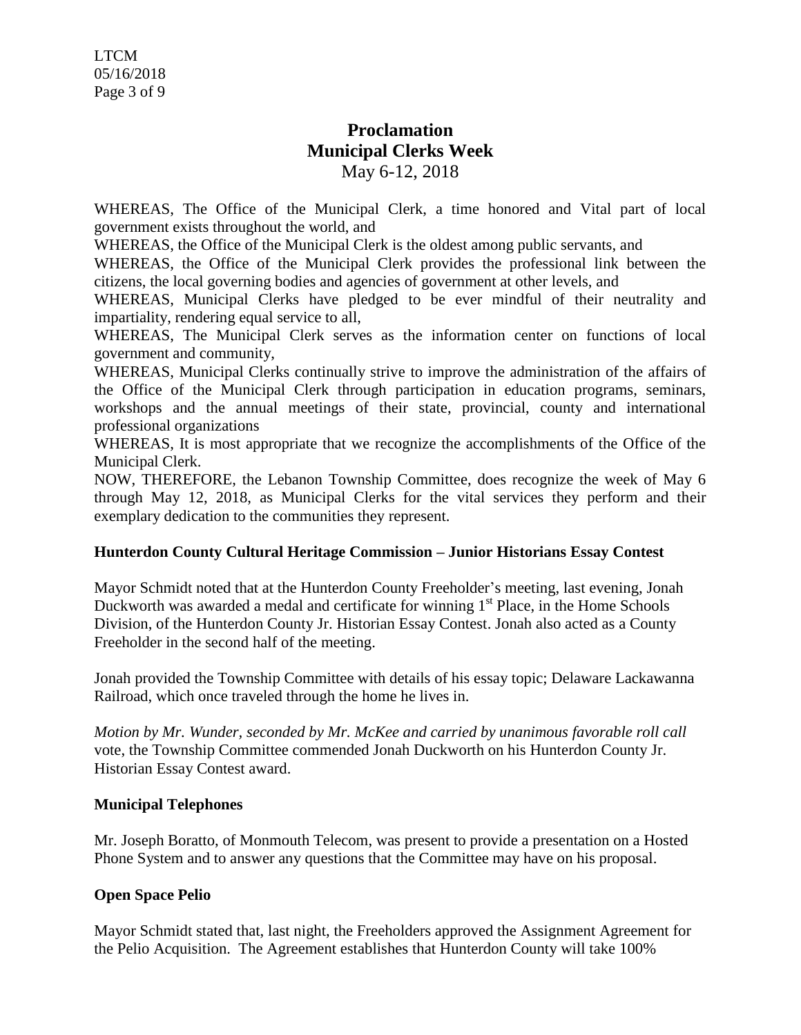# Proclamation
## Municipal Clerks Week
May 6-12, 2018

WHEREAS, The Office of the Municipal Clerk, a time honored and Vital part of local government exists throughout the world, and

WHEREAS, the Office of the Municipal Clerk is the oldest among public servants, and

WHEREAS, the Office of the Municipal Clerk provides the professional link between the citizens, the local governing bodies and agencies of government at other levels, and

WHEREAS, Municipal Clerks have pledged to be ever mindful of their neutrality and impartiality, rendering equal service to all,

WHEREAS, The Municipal Clerk serves as the information center on functions of local government and community,

WHEREAS, Municipal Clerks continually strive to improve the administration of the affairs of the Office of the Municipal Clerk through participation in education programs, seminars, workshops and the annual meetings of their state, provincial, county and international professional organizations

WHEREAS, It is most appropriate that we recognize the accomplishments of the Office of the Municipal Clerk.

NOW, THEREFORE, the Lebanon Township Committee, does recognize the week of May 6 through May 12, 2018, as Municipal Clerks for the vital services they perform and their exemplary dedication to the communities they represent.

**Hunterdon County Cultural Heritage Commission – Junior Historians Essay Contest**

Mayor Schmidt noted that at the Hunterdon County Freeholder's meeting, last evening, Jonah Duckworth was awarded a medal and certificate for winning 1st Place, in the Home Schools Division, of the Hunterdon County Jr. Historian Essay Contest. Jonah also acted as a County Freeholder in the second half of the meeting.

Jonah provided the Township Committee with details of his essay topic; Delaware Lackawanna Railroad, which once traveled through the home he lives in.

*Motion by Mr. Wunder, seconded by Mr. McKee and carried by unanimous favorable roll call* vote, the Township Committee commended Jonah Duckworth on his Hunterdon County Jr. Historian Essay Contest award.

**Municipal Telephones**

Mr. Joseph Boratto, of Monmouth Telecom, was present to provide a presentation on a Hosted Phone System and to answer any questions that the Committee may have on his proposal.

**Open Space Pelio**

Mayor Schmidt stated that, last night, the Freeholders approved the Assignment Agreement for the Pelio Acquisition. The Agreement establishes that Hunterdon County will take 100%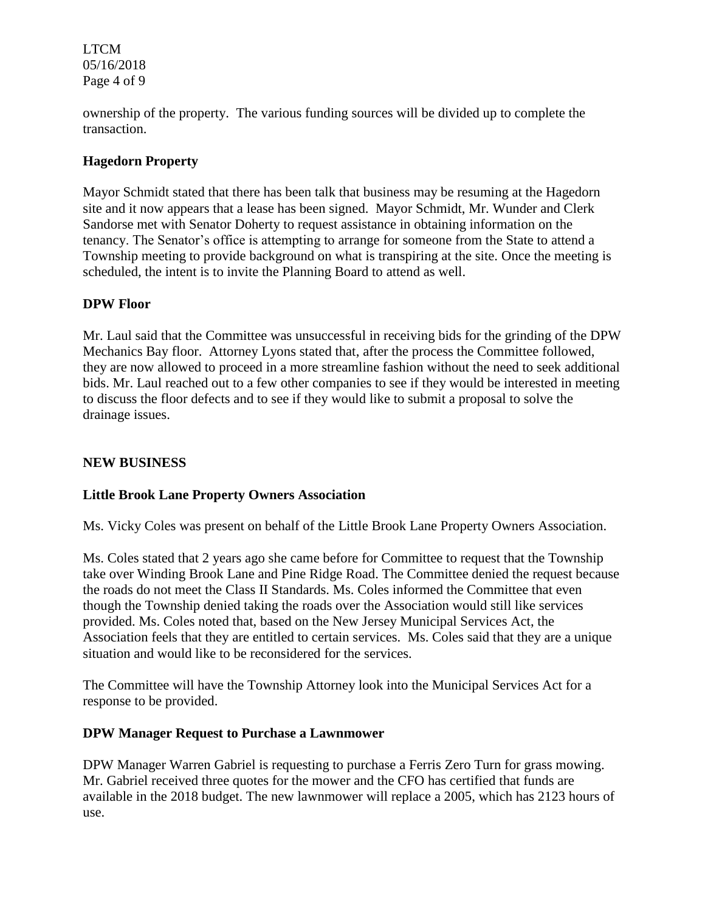ownership of the property. The various funding sources will be divided up to complete the transaction.

### Hagedorn Property

Mayor Schmidt stated that there has been talk that business may be resuming at the Hagedorn site and it now appears that a lease has been signed. Mayor Schmidt, Mr. Wunder and Clerk Sandorse met with Senator Doherty to request assistance in obtaining information on the tenancy. The Senator's office is attempting to arrange for someone from the State to attend a Township meeting to provide background on what is transpiring at the site. Once the meeting is scheduled, the intent is to invite the Planning Board to attend as well.

### DPW Floor

Mr. Laul said that the Committee was unsuccessful in receiving bids for the grinding of the DPW Mechanics Bay floor. Attorney Lyons stated that, after the process the Committee followed, they are now allowed to proceed in a more streamline fashion without the need to seek additional bids. Mr. Laul reached out to a few other companies to see if they would be interested in meeting to discuss the floor defects and to see if they would like to submit a proposal to solve the drainage issues.

## NEW BUSINESS

### Little Brook Lane Property Owners Association

Ms. Vicky Coles was present on behalf of the Little Brook Lane Property Owners Association.

Ms. Coles stated that 2 years ago she came before for Committee to request that the Township take over Winding Brook Lane and Pine Ridge Road. The Committee denied the request because the roads do not meet the Class II Standards. Ms. Coles informed the Committee that even though the Township denied taking the roads over the Association would still like services provided. Ms. Coles noted that, based on the New Jersey Municipal Services Act, the Association feels that they are entitled to certain services. Ms. Coles said that they are a unique situation and would like to be reconsidered for the services.

The Committee will have the Township Attorney look into the Municipal Services Act for a response to be provided.

### DPW Manager Request to Purchase a Lawnmower

DPW Manager Warren Gabriel is requesting to purchase a Ferris Zero Turn for grass mowing. Mr. Gabriel received three quotes for the mower and the CFO has certified that funds are available in the 2018 budget. The new lawnmower will replace a 2005, which has 2123 hours of use.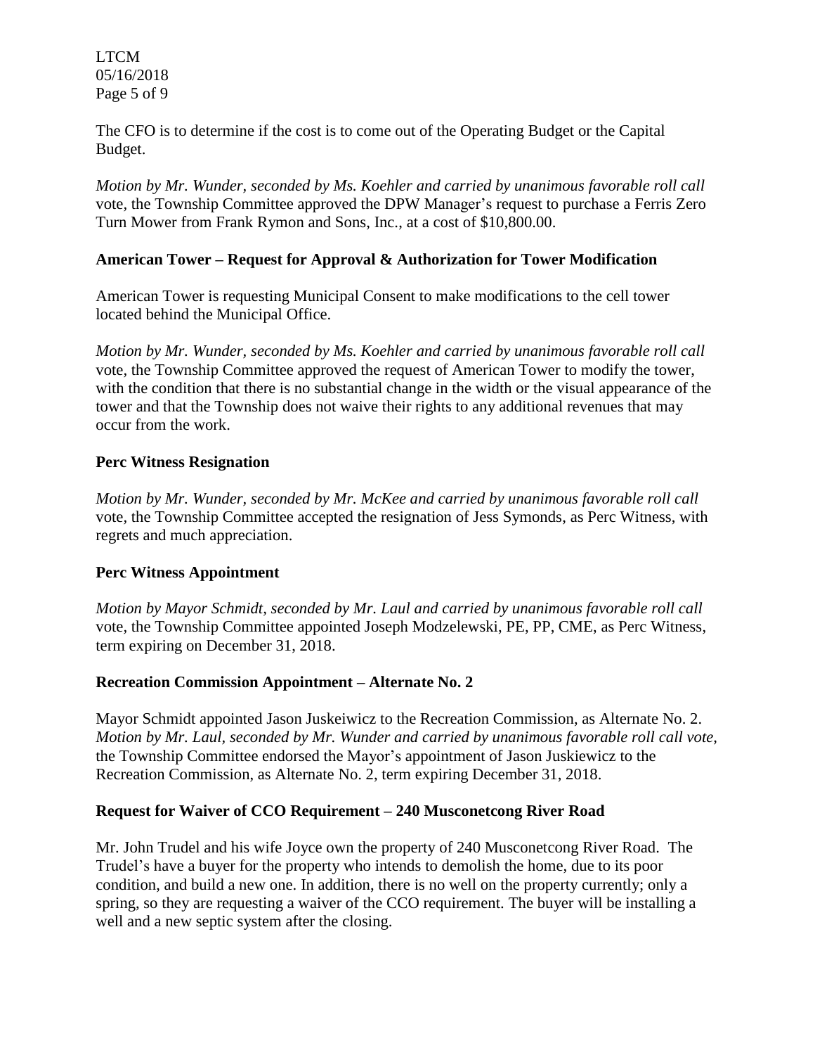The CFO is to determine if the cost is to come out of the Operating Budget or the Capital Budget.

*Motion by Mr. Wunder, seconded by Ms. Koehler and carried by unanimous favorable roll call* vote, the Township Committee approved the DPW Manager's request to purchase a Ferris Zero Turn Mower from Frank Rymon and Sons, Inc., at a cost of $10,800.00.

**American Tower – Request for Approval & Authorization for Tower Modification**

American Tower is requesting Municipal Consent to make modifications to the cell tower located behind the Municipal Office.

*Motion by Mr. Wunder, seconded by Ms. Koehler and carried by unanimous favorable roll call* vote, the Township Committee approved the request of American Tower to modify the tower, with the condition that there is no substantial change in the width or the visual appearance of the tower and that the Township does not waive their rights to any additional revenues that may occur from the work.

**Perc Witness Resignation**

*Motion by Mr. Wunder, seconded by Mr. McKee and carried by unanimous favorable roll call* vote, the Township Committee accepted the resignation of Jess Symonds, as Perc Witness, with regrets and much appreciation.

**Perc Witness Appointment**

*Motion by Mayor Schmidt, seconded by Mr. Laul and carried by unanimous favorable roll call* vote, the Township Committee appointed Joseph Modzelewski, PE, PP, CME, as Perc Witness, term expiring on December 31, 2018.

**Recreation Commission Appointment – Alternate No. 2**

Mayor Schmidt appointed Jason Juskeiwicz to the Recreation Commission, as Alternate No. 2. *Motion by Mr. Laul, seconded by Mr. Wunder and carried by unanimous favorable roll call vote,* the Township Committee endorsed the Mayor's appointment of Jason Juskiewicz to the Recreation Commission, as Alternate No. 2, term expiring December 31, 2018.

**Request for Waiver of CCO Requirement – 240 Musconetcong River Road**

Mr. John Trudel and his wife Joyce own the property of 240 Musconetcong River Road. The Trudel's have a buyer for the property who intends to demolish the home, due to its poor condition, and build a new one. In addition, there is no well on the property currently; only a spring, so they are requesting a waiver of the CCO requirement. The buyer will be installing a well and a new septic system after the closing.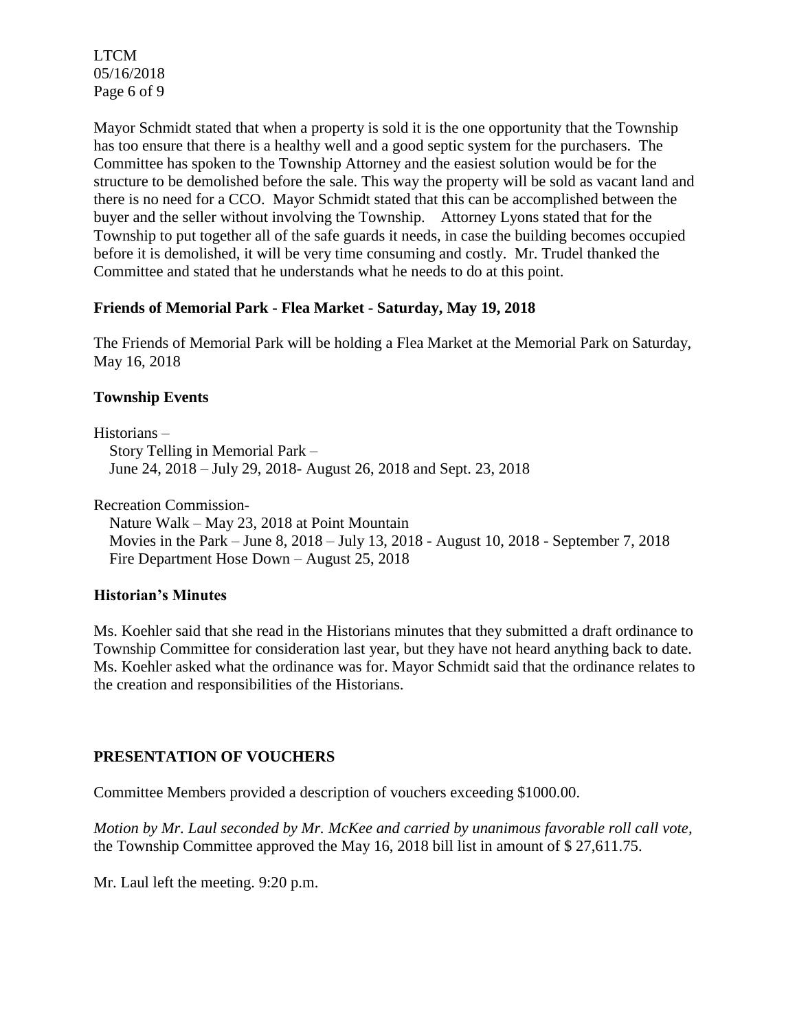Mayor Schmidt stated that when a property is sold it is the one opportunity that the Township has too ensure that there is a healthy well and a good septic system for the purchasers. The Committee has spoken to the Township Attorney and the easiest solution would be for the structure to be demolished before the sale. This way the property will be sold as vacant land and there is no need for a CCO. Mayor Schmidt stated that this can be accomplished between the buyer and the seller without involving the Township. Attorney Lyons stated that for the Township to put together all of the safe guards it needs, in case the building becomes occupied before it is demolished, it will be very time consuming and costly. Mr. Trudel thanked the Committee and stated that he understands what he needs to do at this point.

**Friends of Memorial Park - Flea Market - Saturday, May 19, 2018**

The Friends of Memorial Park will be holding a Flea Market at the Memorial Park on Saturday, May 16, 2018

**Township Events**

Historians –
Story Telling in Memorial Park –
June 24, 2018 – July 29, 2018- August 26, 2018 and Sept. 23, 2018

Recreation Commission-
Nature Walk – May 23, 2018 at Point Mountain
Movies in the Park – June 8, 2018 – July 13, 2018 - August 10, 2018 - September 7, 2018
Fire Department Hose Down – August 25, 2018

**Historian's Minutes**

Ms. Koehler said that she read in the Historians minutes that they submitted a draft ordinance to Township Committee for consideration last year, but they have not heard anything back to date. Ms. Koehler asked what the ordinance was for. Mayor Schmidt said that the ordinance relates to the creation and responsibilities of the Historians.

**PRESENTATION OF VOUCHERS**

Committee Members provided a description of vouchers exceeding $1000.00.

*Motion by Mr. Laul seconded by Mr. McKee and carried by unanimous favorable roll call vote,* the Township Committee approved the May 16, 2018 bill list in amount of $ 27,611.75.

Mr. Laul left the meeting. 9:20 p.m.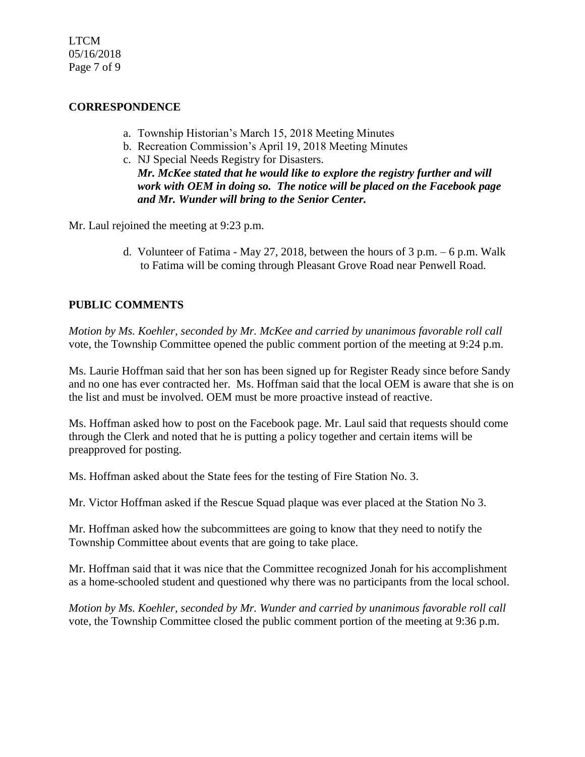## CORRESPONDENCE

a. Township Historian's March 15, 2018 Meeting Minutes
b. Recreation Commission's April 19, 2018 Meeting Minutes
c. NJ Special Needs Registry for Disasters.
   ***Mr. McKee stated that he would like to explore the registry further and will work with OEM in doing so. The notice will be placed on the Facebook page and Mr. Wunder will bring to the Senior Center.***

Mr. Laul rejoined the meeting at 9:23 p.m.

d. Volunteer of Fatima - May 27, 2018, between the hours of 3 p.m. – 6 p.m. Walk to Fatima will be coming through Pleasant Grove Road near Penwell Road.

## PUBLIC COMMENTS

*Motion by Ms. Koehler, seconded by Mr. McKee and carried by unanimous favorable roll call* vote, the Township Committee opened the public comment portion of the meeting at 9:24 p.m.

Ms. Laurie Hoffman said that her son has been signed up for Register Ready since before Sandy and no one has ever contracted her. Ms. Hoffman said that the local OEM is aware that she is on the list and must be involved. OEM must be more proactive instead of reactive.

Ms. Hoffman asked how to post on the Facebook page. Mr. Laul said that requests should come through the Clerk and noted that he is putting a policy together and certain items will be preapproved for posting.

Ms. Hoffman asked about the State fees for the testing of Fire Station No. 3.

Mr. Victor Hoffman asked if the Rescue Squad plaque was ever placed at the Station No 3.

Mr. Hoffman asked how the subcommittees are going to know that they need to notify the Township Committee about events that are going to take place.

Mr. Hoffman said that it was nice that the Committee recognized Jonah for his accomplishment as a home-schooled student and questioned why there was no participants from the local school.

*Motion by Ms. Koehler, seconded by Mr. Wunder and carried by unanimous favorable roll call* vote, the Township Committee closed the public comment portion of the meeting at 9:36 p.m.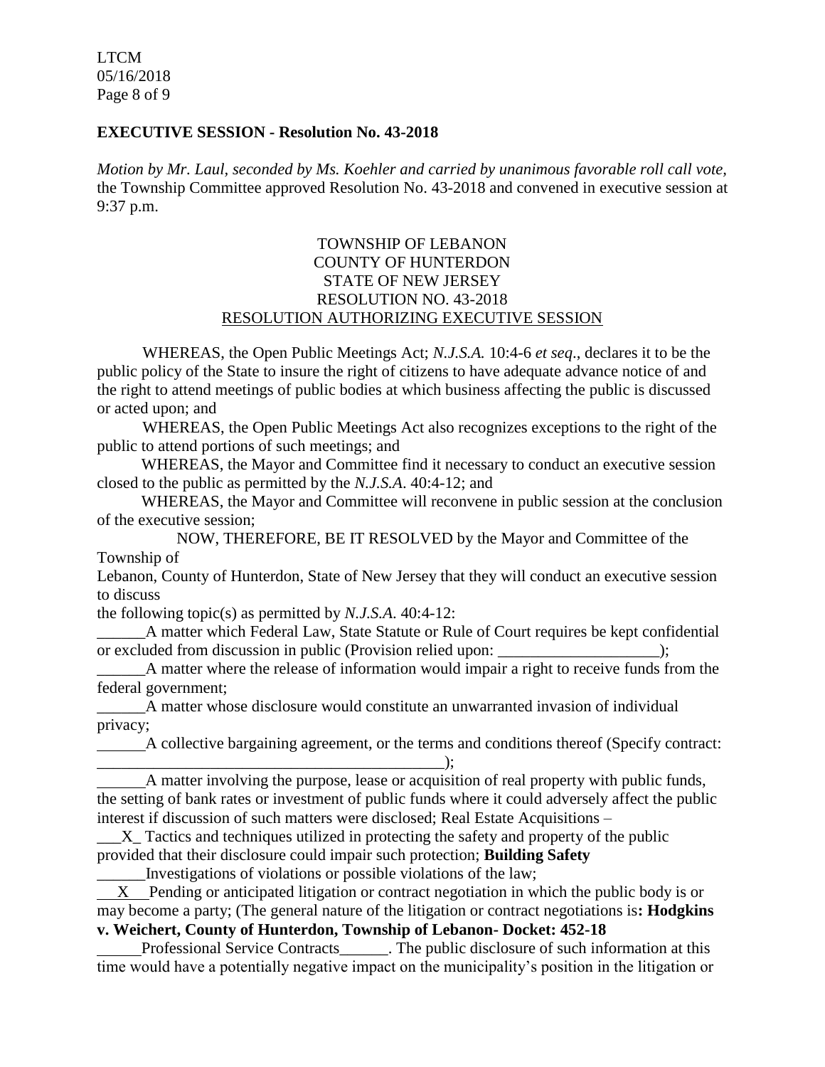## EXECUTIVE SESSION - Resolution No. 43-2018

*Motion by Mr. Laul, seconded by Ms. Koehler and carried by unanimous favorable roll call vote,* the Township Committee approved Resolution No. 43-2018 and convened in executive session at 9:37 p.m.

TOWNSHIP OF LEBANON
COUNTY OF HUNTERDON
STATE OF NEW JERSEY
RESOLUTION NO. 43-2018
RESOLUTION AUTHORIZING EXECUTIVE SESSION

WHEREAS, the Open Public Meetings Act; *N.J.S.A.* 10:4-6 *et seq*., declares it to be the public policy of the State to insure the right of citizens to have adequate advance notice of and the right to attend meetings of public bodies at which business affecting the public is discussed or acted upon; and

WHEREAS, the Open Public Meetings Act also recognizes exceptions to the right of the public to attend portions of such meetings; and

WHEREAS, the Mayor and Committee find it necessary to conduct an executive session closed to the public as permitted by the *N.J.S.A*. 40:4-12; and

WHEREAS, the Mayor and Committee will reconvene in public session at the conclusion of the executive session;

NOW, THEREFORE, BE IT RESOLVED by the Mayor and Committee of the Township of
Lebanon, County of Hunterdon, State of New Jersey that they will conduct an executive session to discuss
the following topic(s) as permitted by *N.J.S.A*. 40:4-12:

______A matter which Federal Law, State Statute or Rule of Court requires be kept confidential or excluded from discussion in public (Provision relied upon: ____________________);

______A matter where the release of information would impair a right to receive funds from the federal government;

______A matter whose disclosure would constitute an unwarranted invasion of individual privacy;

______A collective bargaining agreement, or the terms and conditions thereof (Specify contract: ____________________________________________);

______A matter involving the purpose, lease or acquisition of real property with public funds, the setting of bank rates or investment of public funds where it could adversely affect the public interest if discussion of such matters were disclosed; Real Estate Acquisitions –

\_\_\_X\_ Tactics and techniques utilized in protecting the safety and property of the public provided that their disclosure could impair such protection; **Building Safety**

______Investigations of violations or possible violations of the law;

\_\_X\_\_ Pending or anticipated litigation or contract negotiation in which the public body is or may become a party; (The general nature of the litigation or contract negotiations is**: Hodgkins v. Weichert, County of Hunterdon, Township of Lebanon- Docket: 452-18**

______Professional Service Contracts______. The public disclosure of such information at this time would have a potentially negative impact on the municipality's position in the litigation or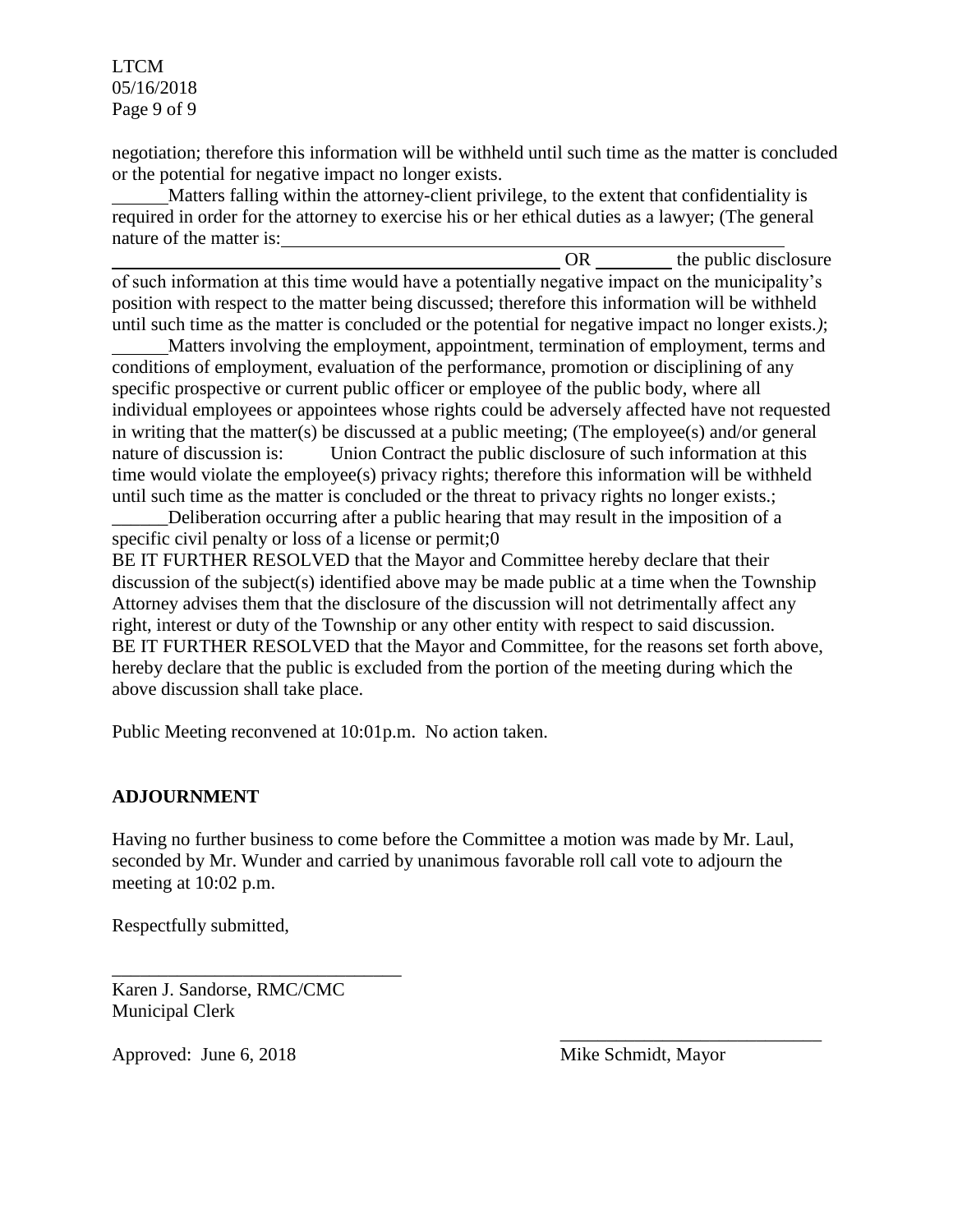negotiation; therefore this information will be withheld until such time as the matter is concluded or the potential for negative impact no longer exists.

______Matters falling within the attorney-client privilege, to the extent that confidentiality is required in order for the attorney to exercise his or her ethical duties as a lawyer; (The general nature of the matter is:______________________________________________________________ OR ________ the public disclosure of such information at this time would have a potentially negative impact on the municipality's position with respect to the matter being discussed; therefore this information will be withheld until such time as the matter is concluded or the potential for negative impact no longer exists.*)*;

______Matters involving the employment, appointment, termination of employment, terms and conditions of employment, evaluation of the performance, promotion or disciplining of any specific prospective or current public officer or employee of the public body, where all individual employees or appointees whose rights could be adversely affected have not requested in writing that the matter(s) be discussed at a public meeting; (The employee(s) and/or general nature of discussion is: Union Contract the public disclosure of such information at this time would violate the employee(s) privacy rights; therefore this information will be withheld until such time as the matter is concluded or the threat to privacy rights no longer exists.;

______Deliberation occurring after a public hearing that may result in the imposition of a specific civil penalty or loss of a license or permit;0

BE IT FURTHER RESOLVED that the Mayor and Committee hereby declare that their discussion of the subject(s) identified above may be made public at a time when the Township Attorney advises them that the disclosure of the discussion will not detrimentally affect any right, interest or duty of the Township or any other entity with respect to said discussion.

BE IT FURTHER RESOLVED that the Mayor and Committee, for the reasons set forth above, hereby declare that the public is excluded from the portion of the meeting during which the above discussion shall take place.

Public Meeting reconvened at 10:01p.m. No action taken.

**ADJOURNMENT**

Having no further business to come before the Committee a motion was made by Mr. Laul, seconded by Mr. Wunder and carried by unanimous favorable roll call vote to adjourn the meeting at 10:02 p.m.

Respectfully submitted,

_______________________________

Karen J. Sandorse, RMC/CMC
Municipal Clerk

_______________________________

Approved: June 6, 2018

Mike Schmidt, Mayor